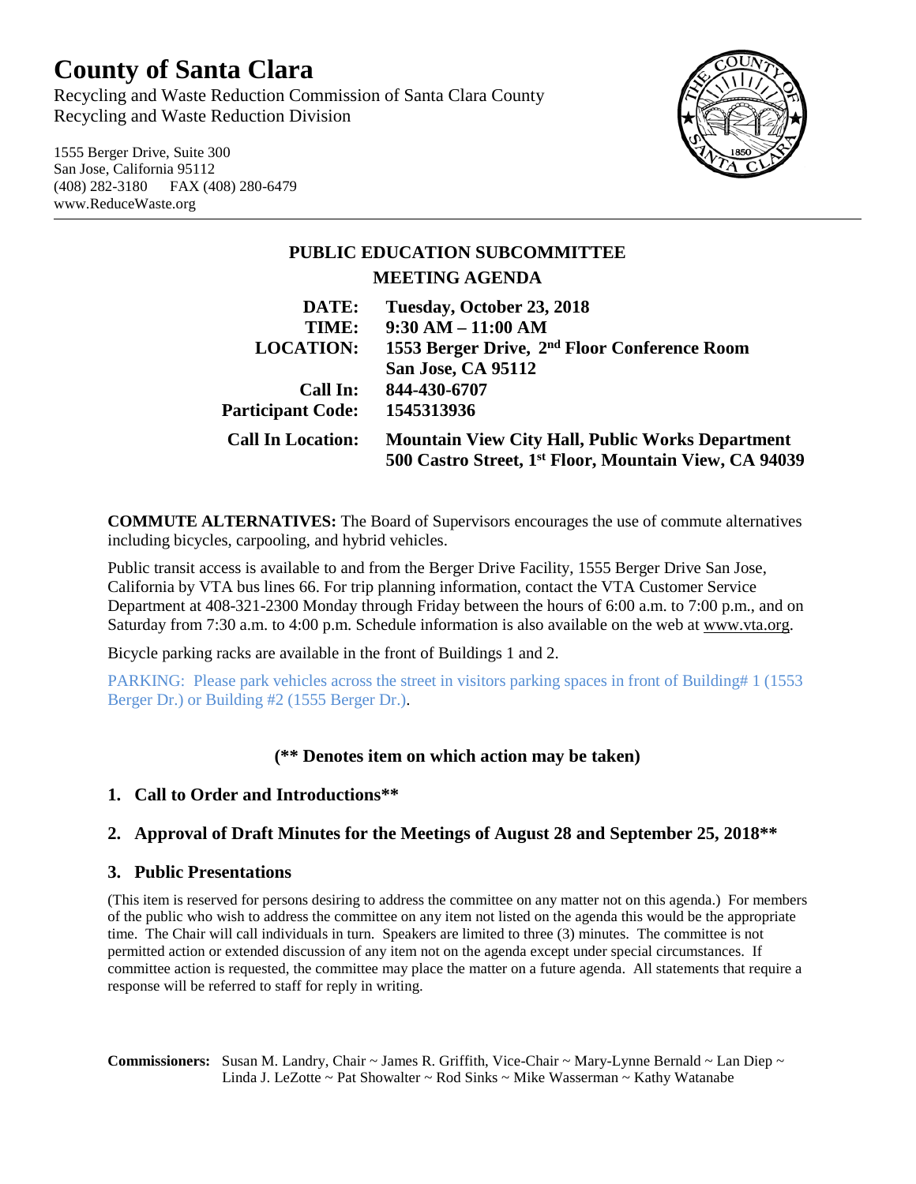# County of Santa Clara

Recycling and Waste Reduction Commission of Santa Clara County
Recycling and Waste Reduction Division

1555 Berger Drive, Suite 300
San Jose, California 95112
(408) 282-3180 FAX (408) 280-6479
www.ReduceWaste.org

## PUBLIC EDUCATION SUBCOMMITTEE
## MEETING AGENDA

**DATE:** Tuesday, October 23, 2018
**TIME:** 9:30 AM – 11:00 AM
**LOCATION:** 1553 Berger Drive, 2nd Floor Conference Room
San Jose, CA 95112
**Call In:** 844-430-6707
**Participant Code:** 1545313936
**Call In Location:** Mountain View City Hall, Public Works Department
500 Castro Street, 1st Floor, Mountain View, CA 94039

**COMMUTE ALTERNATIVES:** The Board of Supervisors encourages the use of commute alternatives including bicycles, carpooling, and hybrid vehicles.

Public transit access is available to and from the Berger Drive Facility, 1555 Berger Drive San Jose, California by VTA bus lines 66. For trip planning information, contact the VTA Customer Service Department at 408-321-2300 Monday through Friday between the hours of 6:00 a.m. to 7:00 p.m., and on Saturday from 7:30 a.m. to 4:00 p.m. Schedule information is also available on the web at www.vta.org.

Bicycle parking racks are available in the front of Buildings 1 and 2.

PARKING: Please park vehicles across the street in visitors parking spaces in front of Building# 1 (1553 Berger Dr.) or Building #2 (1555 Berger Dr.).

**(\*\* Denotes item on which action may be taken)**

### 1. Call to Order and Introductions**

### 2. Approval of Draft Minutes for the Meetings of August 28 and September 25, 2018**

### 3. Public Presentations

(This item is reserved for persons desiring to address the committee on any matter not on this agenda.) For members of the public who wish to address the committee on any item not listed on the agenda this would be the appropriate time. The Chair will call individuals in turn. Speakers are limited to three (3) minutes. The committee is not permitted action or extended discussion of any item not on the agenda except under special circumstances. If committee action is requested, the committee may place the matter on a future agenda. All statements that require a response will be referred to staff for reply in writing.

**Commissioners:** Susan M. Landry, Chair ~ James R. Griffith, Vice-Chair ~ Mary-Lynne Bernald ~ Lan Diep ~ Linda J. LeZotte ~ Pat Showalter ~ Rod Sinks ~ Mike Wasserman ~ Kathy Watanabe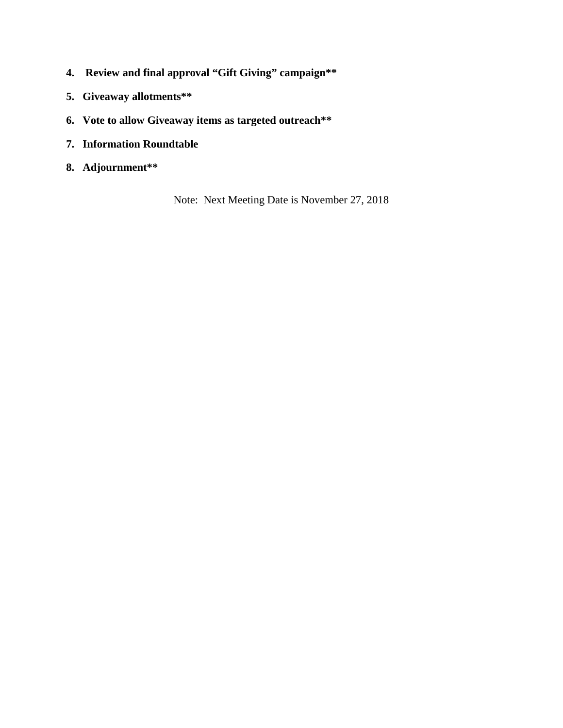4. **Review and final approval "Gift Giving" campaign****
5. **Giveaway allotments****
6. **Vote to allow Giveaway items as targeted outreach****
7. **Information Roundtable**
8. **Adjournment****

Note: Next Meeting Date is November 27, 2018